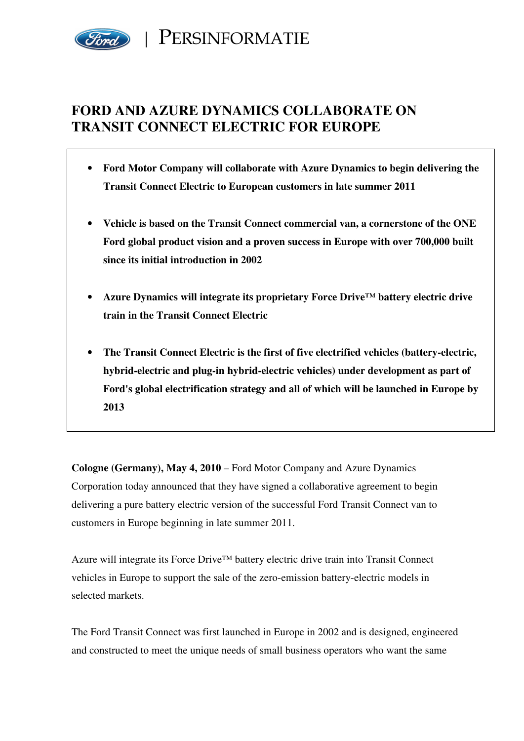PERSINFORMATIE

# FORD AND AZURE DYNAMICS COLLABORATE ON TRANSIT CONNECT ELECTRIC FOR EUROPE

- **Ford Motor Company will collaborate with Azure Dynamics to begin delivering the Transit Connect Electric to European customers in late summer 2011**
- **Vehicle is based on the Transit Connect commercial van, a cornerstone of the ONE Ford global product vision and a proven success in Europe with over 700,000 built since its initial introduction in 2002**
- **Azure Dynamics will integrate its proprietary Force Drive™ battery electric drive train in the Transit Connect Electric**
- **The Transit Connect Electric is the first of five electrified vehicles (battery-electric, hybrid-electric and plug-in hybrid-electric vehicles) under development as part of Ford's global electrification strategy and all of which will be launched in Europe by 2013**

**Cologne (Germany), May 4, 2010** – Ford Motor Company and Azure Dynamics Corporation today announced that they have signed a collaborative agreement to begin delivering a pure battery electric version of the successful Ford Transit Connect van to customers in Europe beginning in late summer 2011.

Azure will integrate its Force Drive™ battery electric drive train into Transit Connect vehicles in Europe to support the sale of the zero-emission battery-electric models in selected markets.

The Ford Transit Connect was first launched in Europe in 2002 and is designed, engineered and constructed to meet the unique needs of small business operators who want the same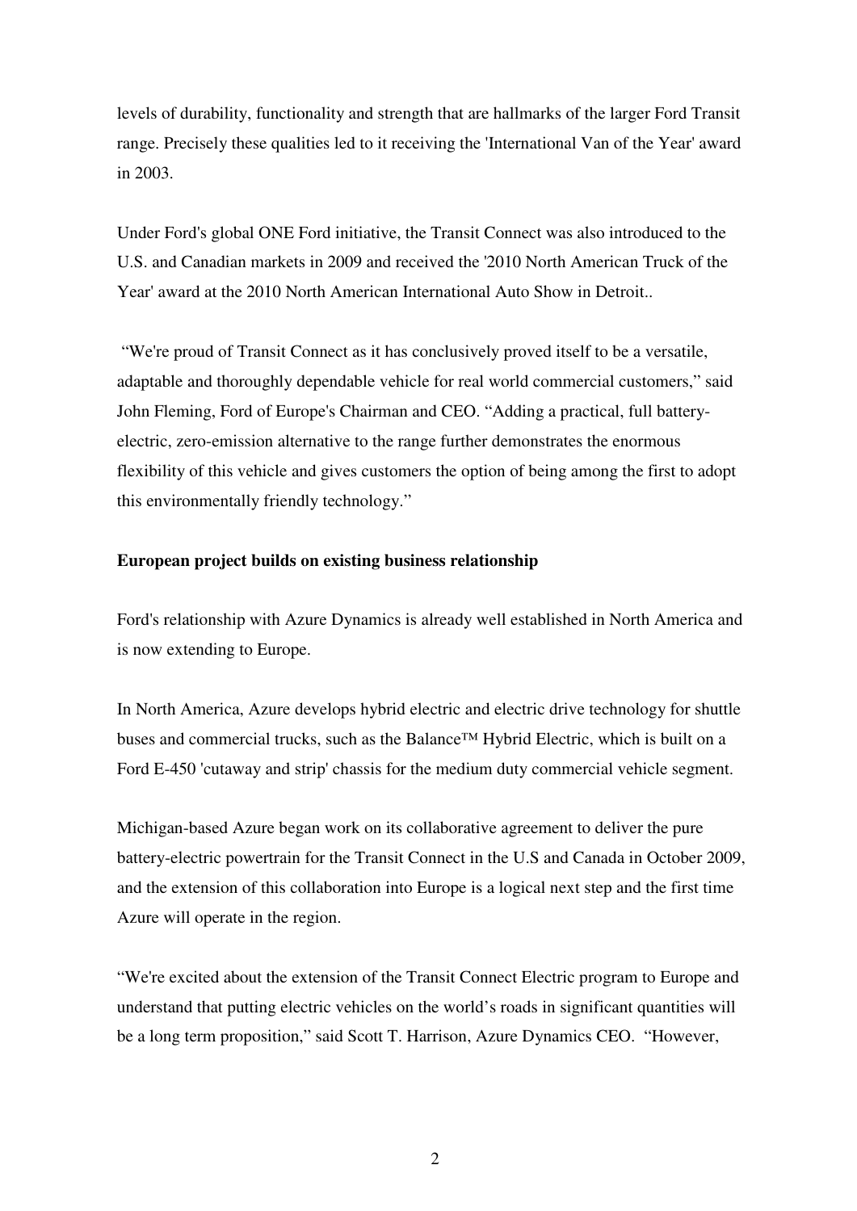levels of durability, functionality and strength that are hallmarks of the larger Ford Transit range. Precisely these qualities led to it receiving the 'International Van of the Year' award in 2003.

Under Ford's global ONE Ford initiative, the Transit Connect was also introduced to the U.S. and Canadian markets in 2009 and received the '2010 North American Truck of the Year' award at the 2010 North American International Auto Show in Detroit..

"We're proud of Transit Connect as it has conclusively proved itself to be a versatile, adaptable and thoroughly dependable vehicle for real world commercial customers," said John Fleming, Ford of Europe's Chairman and CEO. "Adding a practical, full battery-electric, zero-emission alternative to the range further demonstrates the enormous flexibility of this vehicle and gives customers the option of being among the first to adopt this environmentally friendly technology."

**European project builds on existing business relationship**

Ford's relationship with Azure Dynamics is already well established in North America and is now extending to Europe.

In North America, Azure develops hybrid electric and electric drive technology for shuttle buses and commercial trucks, such as the Balance™ Hybrid Electric, which is built on a Ford E-450 'cutaway and strip' chassis for the medium duty commercial vehicle segment.

Michigan-based Azure began work on its collaborative agreement to deliver the pure battery-electric powertrain for the Transit Connect in the U.S and Canada in October 2009, and the extension of this collaboration into Europe is a logical next step and the first time Azure will operate in the region.

"We're excited about the extension of the Transit Connect Electric program to Europe and understand that putting electric vehicles on the world's roads in significant quantities will be a long term proposition," said Scott T. Harrison, Azure Dynamics CEO. "However,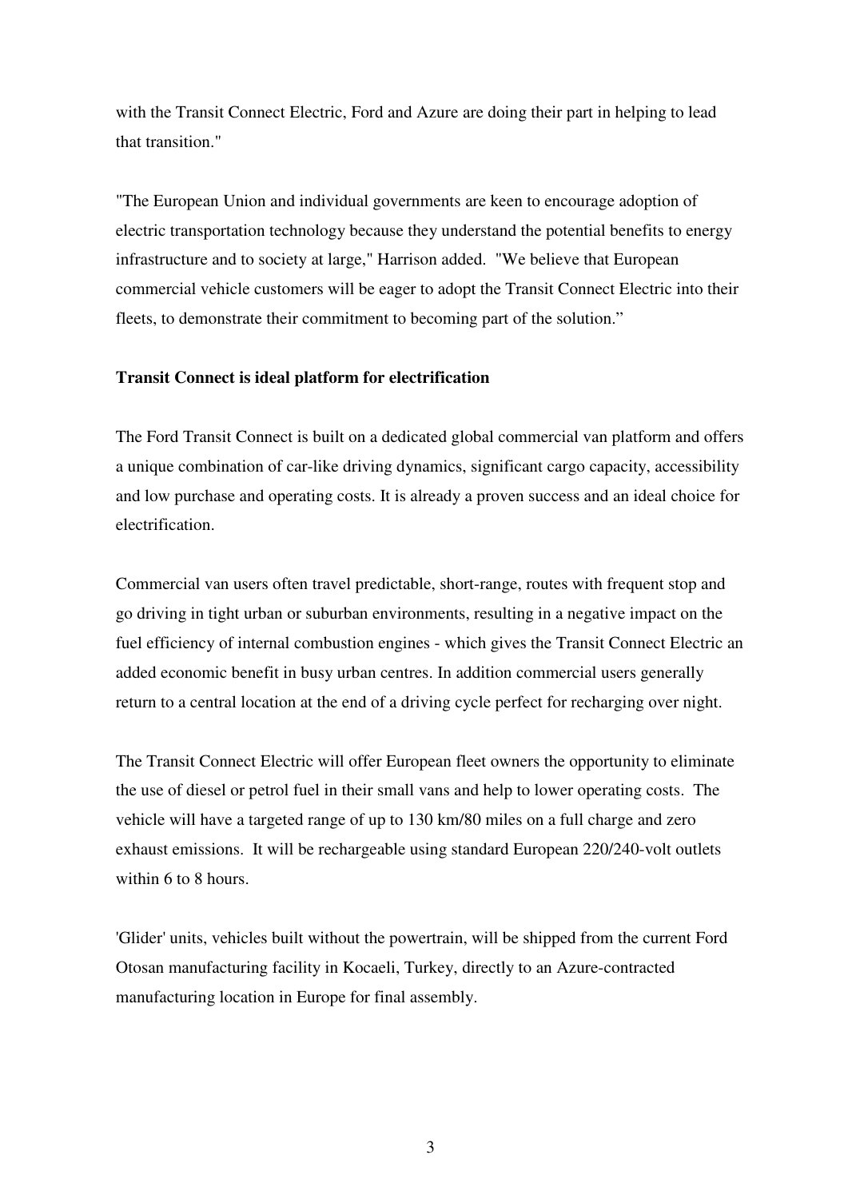with the Transit Connect Electric, Ford and Azure are doing their part in helping to lead that transition."

"The European Union and individual governments are keen to encourage adoption of electric transportation technology because they understand the potential benefits to energy infrastructure and to society at large," Harrison added. "We believe that European commercial vehicle customers will be eager to adopt the Transit Connect Electric into their fleets, to demonstrate their commitment to becoming part of the solution."

**Transit Connect is ideal platform for electrification**

The Ford Transit Connect is built on a dedicated global commercial van platform and offers a unique combination of car-like driving dynamics, significant cargo capacity, accessibility and low purchase and operating costs. It is already a proven success and an ideal choice for electrification.

Commercial van users often travel predictable, short-range, routes with frequent stop and go driving in tight urban or suburban environments, resulting in a negative impact on the fuel efficiency of internal combustion engines - which gives the Transit Connect Electric an added economic benefit in busy urban centres. In addition commercial users generally return to a central location at the end of a driving cycle perfect for recharging over night.

The Transit Connect Electric will offer European fleet owners the opportunity to eliminate the use of diesel or petrol fuel in their small vans and help to lower operating costs. The vehicle will have a targeted range of up to 130 km/80 miles on a full charge and zero exhaust emissions. It will be rechargeable using standard European 220/240-volt outlets within 6 to 8 hours.

'Glider' units, vehicles built without the powertrain, will be shipped from the current Ford Otosan manufacturing facility in Kocaeli, Turkey, directly to an Azure-contracted manufacturing location in Europe for final assembly.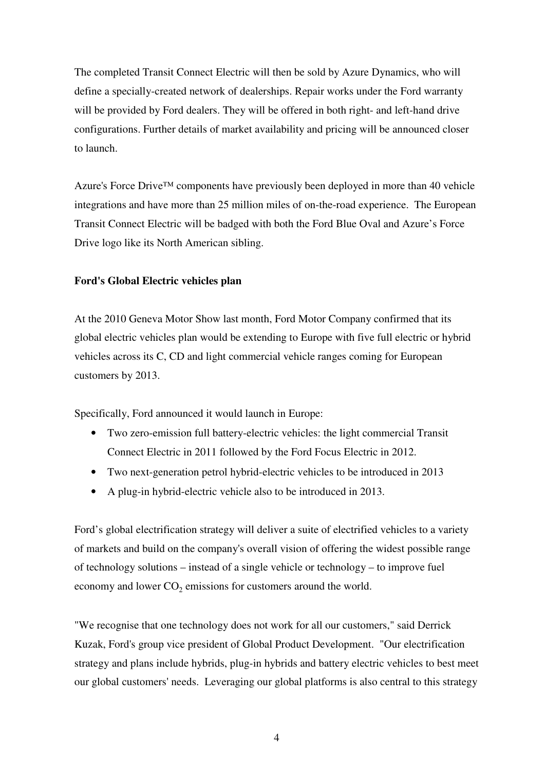The completed Transit Connect Electric will then be sold by Azure Dynamics, who will define a specially-created network of dealerships. Repair works under the Ford warranty will be provided by Ford dealers. They will be offered in both right- and left-hand drive configurations. Further details of market availability and pricing will be announced closer to launch.

Azure's Force Drive™ components have previously been deployed in more than 40 vehicle integrations and have more than 25 million miles of on-the-road experience. The European Transit Connect Electric will be badged with both the Ford Blue Oval and Azure's Force Drive logo like its North American sibling.

**Ford's Global Electric vehicles plan**

At the 2010 Geneva Motor Show last month, Ford Motor Company confirmed that its global electric vehicles plan would be extending to Europe with five full electric or hybrid vehicles across its C, CD and light commercial vehicle ranges coming for European customers by 2013.

Specifically, Ford announced it would launch in Europe:

- Two zero-emission full battery-electric vehicles: the light commercial Transit Connect Electric in 2011 followed by the Ford Focus Electric in 2012.
- Two next-generation petrol hybrid-electric vehicles to be introduced in 2013
- A plug-in hybrid-electric vehicle also to be introduced in 2013.

Ford's global electrification strategy will deliver a suite of electrified vehicles to a variety of markets and build on the company's overall vision of offering the widest possible range of technology solutions – instead of a single vehicle or technology – to improve fuel economy and lower $CO_2$ emissions for customers around the world.

"We recognise that one technology does not work for all our customers," said Derrick Kuzak, Ford's group vice president of Global Product Development. "Our electrification strategy and plans include hybrids, plug-in hybrids and battery electric vehicles to best meet our global customers' needs. Leveraging our global platforms is also central to this strategy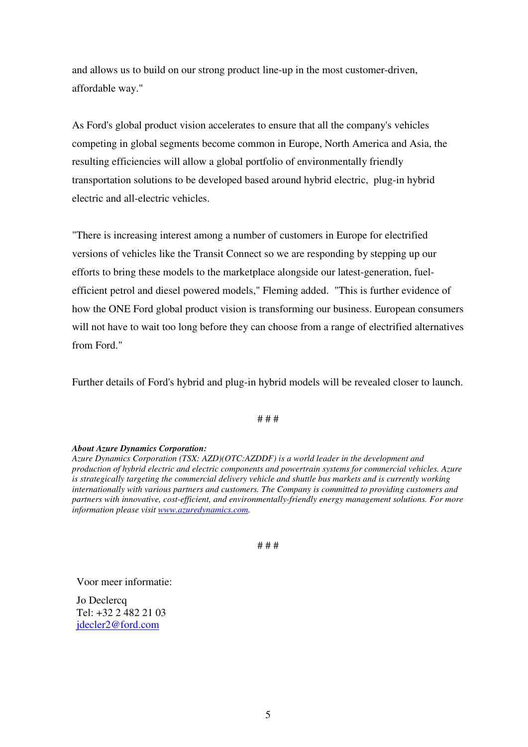and allows us to build on our strong product line-up in the most customer-driven, affordable way."

As Ford's global product vision accelerates to ensure that all the company's vehicles competing in global segments become common in Europe, North America and Asia, the resulting efficiencies will allow a global portfolio of environmentally friendly transportation solutions to be developed based around hybrid electric, plug-in hybrid electric and all-electric vehicles.

"There is increasing interest among a number of customers in Europe for electrified versions of vehicles like the Transit Connect so we are responding by stepping up our efforts to bring these models to the marketplace alongside our latest-generation, fuel-efficient petrol and diesel powered models," Fleming added. "This is further evidence of how the ONE Ford global product vision is transforming our business. European consumers will not have to wait too long before they can choose from a range of electrified alternatives from Ford."

Further details of Ford's hybrid and plug-in hybrid models will be revealed closer to launch.

# # #

***About Azure Dynamics Corporation:***

*Azure Dynamics Corporation (TSX: AZD)(OTC:AZDDF) is a world leader in the development and production of hybrid electric and electric components and powertrain systems for commercial vehicles. Azure is strategically targeting the commercial delivery vehicle and shuttle bus markets and is currently working internationally with various partners and customers. The Company is committed to providing customers and partners with innovative, cost-efficient, and environmentally-friendly energy management solutions. For more information please visit [www.azuredynamics.com](http://www.azuredynamics.com).*

# # #

Voor meer informatie:

Jo Declercq
Tel: +32 2 482 21 03
[jdecler2@ford.com](mailto:jdecler2@ford.com)